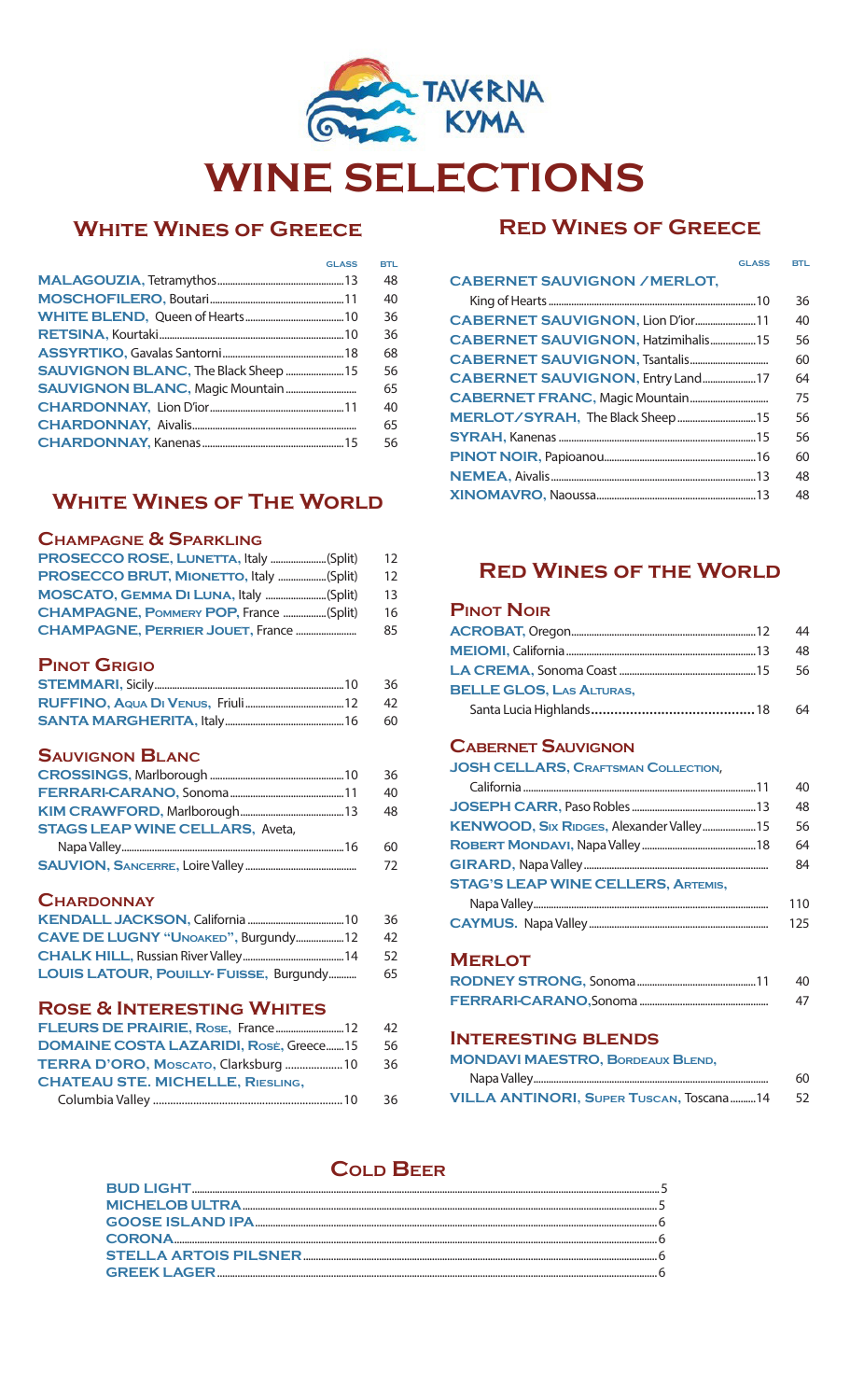TAVERNA KYMA

# WINE SELECTIONS

## White Wines of Greece

| | GLASS | BTL |
|---|---|---|
| **MALAGOUZIA,** Tetramythos | 13 | 48 |
| **MOSCHOFILERO,** Boutari | 11 | 40 |
| **WHITE BLEND,** Queen of Hearts | 10 | 36 |
| **RETSINA,** Kourtaki | 10 | 36 |
| **ASSYRTIKO,** Gavalas Santorni | 18 | 68 |
| **SAUVIGNON BLANC,** The Black Sheep | 15 | 56 |
| **SAUVIGNON BLANC,** Magic Mountain | | 65 |
| **CHARDONNAY,** Lion D'ior | 11 | 40 |
| **CHARDONNAY,** Aivalis | | 65 |
| **CHARDONNAY,** Kanenas | 15 | 56 |

## White Wines of The World

### Champagne & Sparkling

| | GLASS | BTL |
|---|---|---|
| **PROSECCO ROSE, LUNETTA,** Italy (Split) | | 12 |
| **PROSECCO BRUT, MIONETTO,** Italy (Split) | | 12 |
| **MOSCATO, GEMMA DI LUNA,** Italy (Split) | | 13 |
| **CHAMPAGNE, POMMERY POP,** France (Split) | | 16 |
| **CHAMPAGNE, PERRIER JOUET,** France | | 85 |

### Pinot Grigio

| | GLASS | BTL |
|---|---|---|
| **STEMMARI,** Sicily | 10 | 36 |
| **RUFFINO, AQUA DI VENUS,** Friuli | 12 | 42 |
| **SANTA MARGHERITA,** Italy | 16 | 60 |

### Sauvignon Blanc

| | GLASS | BTL |
|---|---|---|
| **CROSSINGS,** Marlborough | 10 | 36 |
| **FERRARI-CARANO,** Sonoma | 11 | 40 |
| **KIM CRAWFORD,** Marlborough | 13 | 48 |
| **STAGS LEAP WINE CELLARS,** Aveta, Napa Valley | 16 | 60 |
| **SAUVION, SANCERRE,** Loire Valley | | 72 |

### Chardonnay

| | GLASS | BTL |
|---|---|---|
| **KENDALL JACKSON,** California | 10 | 36 |
| **CAVE DE LUGNY "UNOAKED",** Burgundy | 12 | 42 |
| **CHALK HILL,** Russian River Valley | 14 | 52 |
| **LOUIS LATOUR, POUILLY-FUISSE,** Burgundy | | 65 |

### Rose & Interesting Whites

| | GLASS | BTL |
|---|---|---|
| **FLEURS DE PRAIRIE, ROSE,** France | 12 | 42 |
| **DOMAINE COSTA LAZARIDI, ROSÈ,** Greece | 15 | 56 |
| **TERRA D'ORO, MOSCATO,** Clarksburg | 10 | 36 |
| **CHATEAU STE. MICHELLE, RIESLING,** Columbia Valley | 10 | 36 |

## Red Wines of Greece

| | GLASS | BTL |
|---|---|---|
| **CABERNET SAUVIGNON / MERLOT,** King of Hearts | 10 | 36 |
| **CABERNET SAUVIGNON,** Lion D'ior | 11 | 40 |
| **CABERNET SAUVIGNON,** Hatzimihalis | 15 | 56 |
| **CABERNET SAUVIGNON,** Tsantalis | | 60 |
| **CABERNET SAUVIGNON,** Entry Land | 17 | 64 |
| **CABERNET FRANC,** Magic Mountain | | 75 |
| **MERLOT/SYRAH,** The Black Sheep | 15 | 56 |
| **SYRAH,** Kanenas | 15 | 56 |
| **PINOT NOIR,** Papioanou | 16 | 60 |
| **NEMEA,** Aivalis | 13 | 48 |
| **XINOMAVRO,** Naoussa | 13 | 48 |

## Red Wines of the World

### Pinot Noir

| | GLASS | BTL |
|---|---|---|
| **ACROBAT,** Oregon | 12 | 44 |
| **MEIOMI,** California | 13 | 48 |
| **LA CREMA,** Sonoma Coast | 15 | 56 |
| **BELLE GLOS, LAS ALTURAS,** Santa Lucia Highlands | 18 | 64 |

### Cabernet Sauvignon

| | GLASS | BTL |
|---|---|---|
| **JOSH CELLARS, CRAFTSMAN COLLECTION,** California | 11 | 40 |
| **JOSEPH CARR,** Paso Robles | 13 | 48 |
| **KENWOOD, SIX RIDGES,** Alexander Valley | 15 | 56 |
| **ROBERT MONDAVI,** Napa Valley | 18 | 64 |
| **GIRARD,** Napa Valley | | 84 |
| **STAG'S LEAP WINE CELLERS, ARTEMIS,** Napa Valley | | 110 |
| **CAYMUS.** Napa Valley | | 125 |

### Merlot

| | GLASS | BTL |
|---|---|---|
| **RODNEY STRONG,** Sonoma | 11 | 40 |
| **FERRARI-CARANO,** Sonoma | | 47 |

### Interesting Blends

| | GLASS | BTL |
|---|---|---|
| **MONDAVI MAESTRO, BORDEAUX BLEND,** Napa Valley | | 60 |
| **VILLA ANTINORI, SUPER TUSCAN,** Toscana | 14 | 52 |

## Cold Beer

| | |
|---|---|
| **BUD LIGHT** | 5 |
| **MICHELOB ULTRA** | 5 |
| **GOOSE ISLAND IPA** | 6 |
| **CORONA** | 6 |
| **STELLA ARTOIS PILSNER** | 6 |
| **GREEK LAGER** | 6 |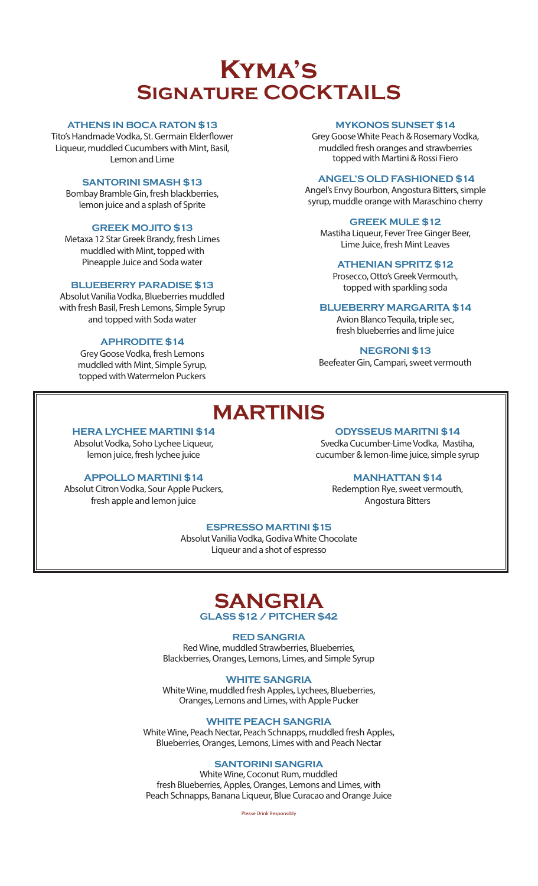# Kyma's Signature COCKTAILS

### ATHENS IN BOCA RATON $13

Tito's Handmade Vodka, St. Germain Elderflower Liqueur, muddled Cucumbers with Mint, Basil, Lemon and Lime

### SANTORINI SMASH $13

Bombay Bramble Gin, fresh blackberries, lemon juice and a splash of Sprite

### GREEK MOJITO $13

Metaxa 12 Star Greek Brandy, fresh Limes muddled with Mint, topped with Pineapple Juice and Soda water

### BLUEBERRY PARADISE $13

Absolut Vanilia Vodka, Blueberries muddled with fresh Basil, Fresh Lemons, Simple Syrup and topped with Soda water

### APHRODITE $14

Grey Goose Vodka, fresh Lemons muddled with Mint, Simple Syrup, topped with Watermelon Puckers

### MYKONOS SUNSET $14

Grey Goose White Peach & Rosemary Vodka, muddled fresh oranges and strawberries topped with Martini & Rossi Fiero

### ANGEL'S OLD FASHIONED $14

Angel's Envy Bourbon, Angostura Bitters, simple syrup, muddle orange with Maraschino cherry

### GREEK MULE $12

Mastiha Liqueur, Fever Tree Ginger Beer, Lime Juice, fresh Mint Leaves

### ATHENIAN SPRITZ $12

Prosecco, Otto's Greek Vermouth, topped with sparkling soda

### BLUEBERRY MARGARITA $14

Avion Blanco Tequila, triple sec, fresh blueberries and lime juice

### NEGRONI $13

Beefeater Gin, Campari, sweet vermouth

# MARTINIS

### HERA LYCHEE MARTINI $14

Absolut Vodka, Soho Lychee Liqueur, lemon juice, fresh lychee juice

### APPOLLO MARTINI $14

Absolut Citron Vodka, Sour Apple Puckers, fresh apple and lemon juice

### ODYSSEUS MARITNI $14

Svedka Cucumber-Lime Vodka, Mastiha, cucumber & lemon-lime juice, simple syrup

### MANHATTAN $14

Redemption Rye, sweet vermouth, Angostura Bitters

### ESPRESSO MARTINI $15

Absolut Vanilia Vodka, Godiva White Chocolate Liqueur and a shot of espresso

# SANGRIA

**GLASS $12 / PITCHER $42**

### RED SANGRIA

Red Wine, muddled Strawberries, Blueberries, Blackberries, Oranges, Lemons, Limes, and Simple Syrup

### WHITE SANGRIA

White Wine, muddled fresh Apples, Lychees, Blueberries, Oranges, Lemons and Limes, with Apple Pucker

### WHITE PEACH SANGRIA

White Wine, Peach Nectar, Peach Schnapps, muddled fresh Apples, Blueberries, Oranges, Lemons, Limes with and Peach Nectar

### SANTORINI SANGRIA

White Wine, Coconut Rum, muddled fresh Blueberries, Apples, Oranges, Lemons and Limes, with Peach Schnapps, Banana Liqueur, Blue Curacao and Orange Juice

Please Drink Responsibly